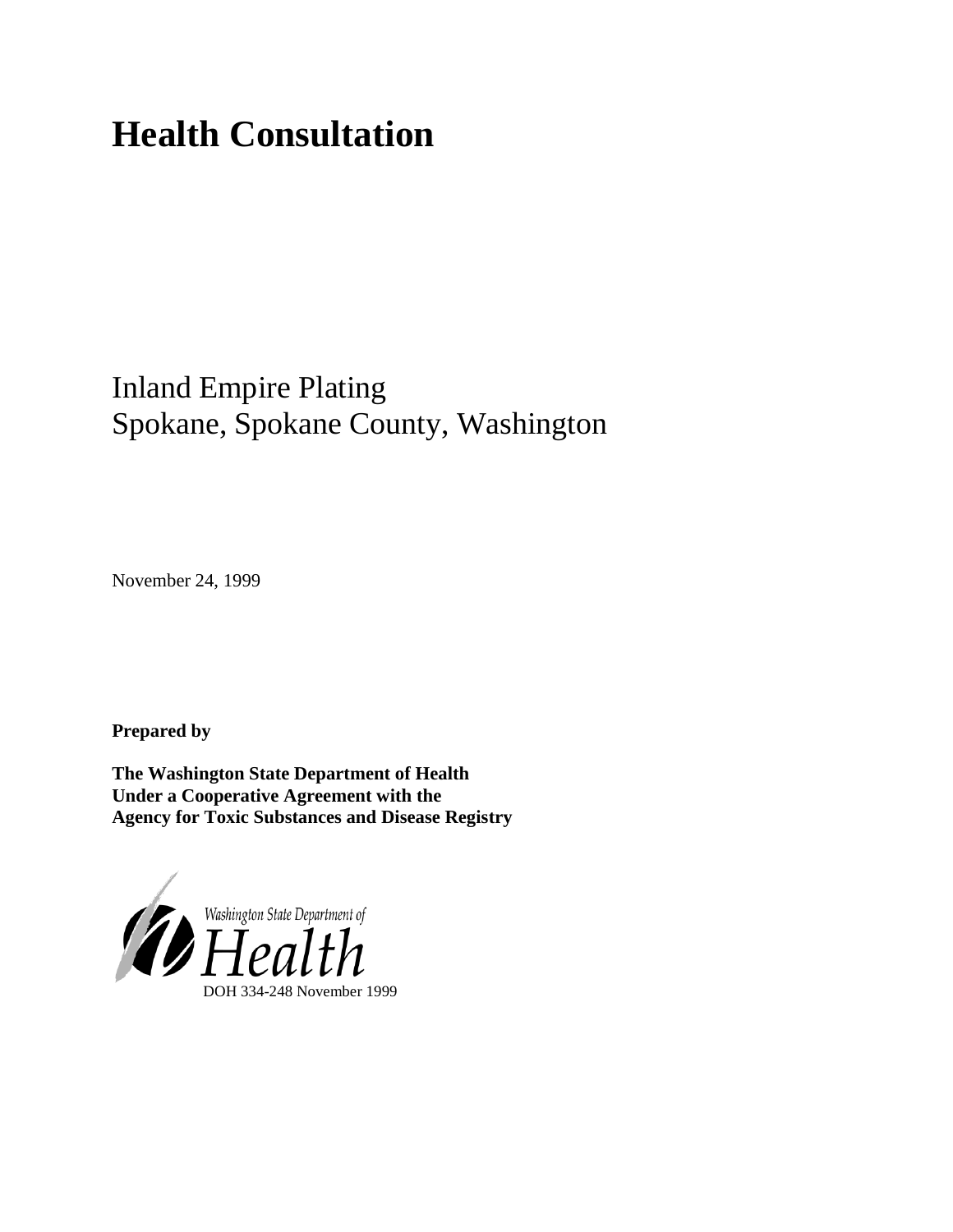# Health Consultation

## Inland Empire Plating
## Spokane, Spokane County, Washington

November 24, 1999

**Prepared by**

**The Washington State Department of Health**
**Under a Cooperative Agreement with the**
**Agency for Toxic Substances and Disease Registry**

Washington State Department of
Health

DOH 334-248 November 1999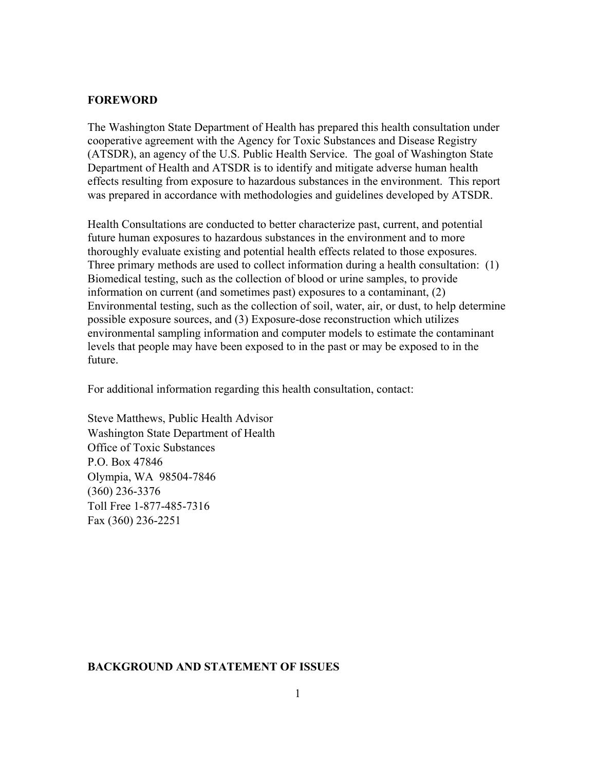## FOREWORD

The Washington State Department of Health has prepared this health consultation under cooperative agreement with the Agency for Toxic Substances and Disease Registry (ATSDR), an agency of the U.S. Public Health Service. The goal of Washington State Department of Health and ATSDR is to identify and mitigate adverse human health effects resulting from exposure to hazardous substances in the environment. This report was prepared in accordance with methodologies and guidelines developed by ATSDR.

Health Consultations are conducted to better characterize past, current, and potential future human exposures to hazardous substances in the environment and to more thoroughly evaluate existing and potential health effects related to those exposures. Three primary methods are used to collect information during a health consultation: (1) Biomedical testing, such as the collection of blood or urine samples, to provide information on current (and sometimes past) exposures to a contaminant, (2) Environmental testing, such as the collection of soil, water, air, or dust, to help determine possible exposure sources, and (3) Exposure-dose reconstruction which utilizes environmental sampling information and computer models to estimate the contaminant levels that people may have been exposed to in the past or may be exposed to in the future.

For additional information regarding this health consultation, contact:

Steve Matthews, Public Health Advisor
Washington State Department of Health
Office of Toxic Substances
P.O. Box 47846
Olympia, WA 98504-7846
(360) 236-3376
Toll Free 1-877-485-7316
Fax (360) 236-2251

## BACKGROUND AND STATEMENT OF ISSUES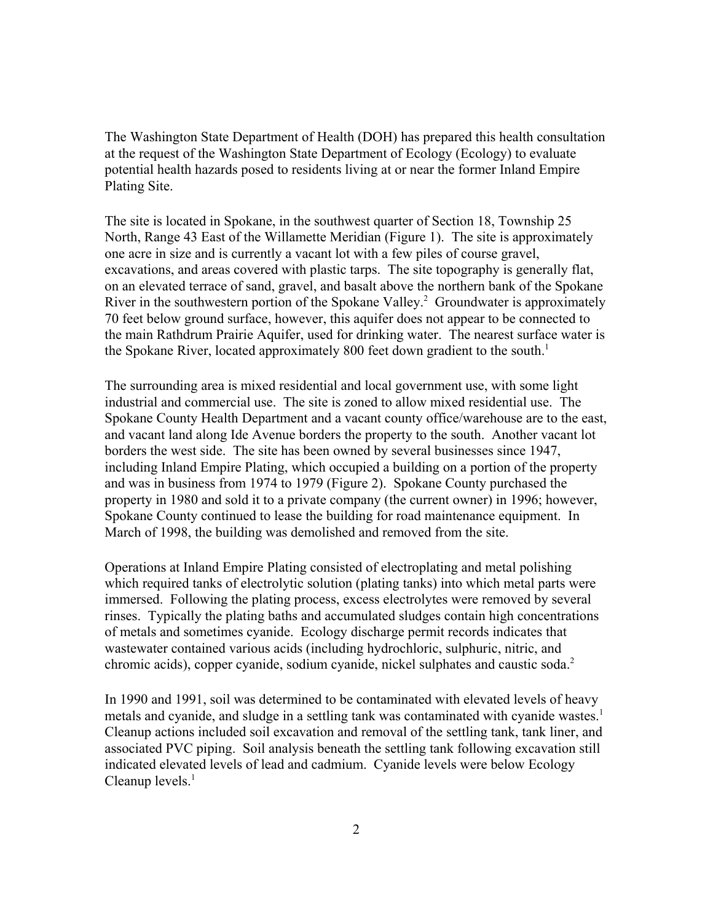The Washington State Department of Health (DOH) has prepared this health consultation at the request of the Washington State Department of Ecology (Ecology) to evaluate potential health hazards posed to residents living at or near the former Inland Empire Plating Site.

The site is located in Spokane, in the southwest quarter of Section 18, Township 25 North, Range 43 East of the Willamette Meridian (Figure 1). The site is approximately one acre in size and is currently a vacant lot with a few piles of course gravel, excavations, and areas covered with plastic tarps. The site topography is generally flat, on an elevated terrace of sand, gravel, and basalt above the northern bank of the Spokane River in the southwestern portion of the Spokane Valley.[2] Groundwater is approximately 70 feet below ground surface, however, this aquifer does not appear to be connected to the main Rathdrum Prairie Aquifer, used for drinking water. The nearest surface water is the Spokane River, located approximately 800 feet down gradient to the south.[1]

The surrounding area is mixed residential and local government use, with some light industrial and commercial use. The site is zoned to allow mixed residential use. The Spokane County Health Department and a vacant county office/warehouse are to the east, and vacant land along Ide Avenue borders the property to the south. Another vacant lot borders the west side. The site has been owned by several businesses since 1947, including Inland Empire Plating, which occupied a building on a portion of the property and was in business from 1974 to 1979 (Figure 2). Spokane County purchased the property in 1980 and sold it to a private company (the current owner) in 1996; however, Spokane County continued to lease the building for road maintenance equipment. In March of 1998, the building was demolished and removed from the site.

Operations at Inland Empire Plating consisted of electroplating and metal polishing which required tanks of electrolytic solution (plating tanks) into which metal parts were immersed. Following the plating process, excess electrolytes were removed by several rinses. Typically the plating baths and accumulated sludges contain high concentrations of metals and sometimes cyanide. Ecology discharge permit records indicates that wastewater contained various acids (including hydrochloric, sulphuric, nitric, and chromic acids), copper cyanide, sodium cyanide, nickel sulphates and caustic soda.[2]

In 1990 and 1991, soil was determined to be contaminated with elevated levels of heavy metals and cyanide, and sludge in a settling tank was contaminated with cyanide wastes.[1] Cleanup actions included soil excavation and removal of the settling tank, tank liner, and associated PVC piping. Soil analysis beneath the settling tank following excavation still indicated elevated levels of lead and cadmium. Cyanide levels were below Ecology Cleanup levels.[1]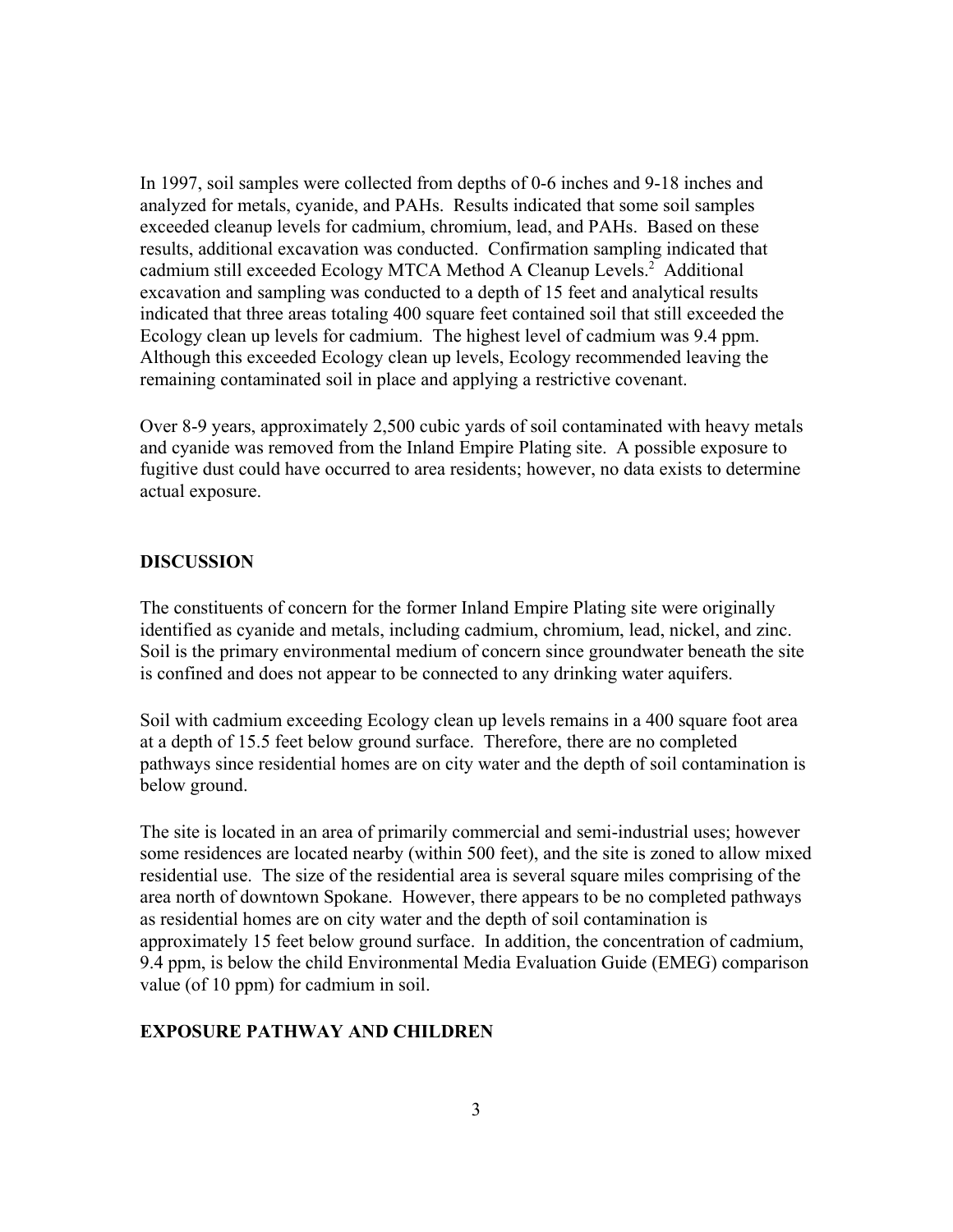In 1997, soil samples were collected from depths of 0-6 inches and 9-18 inches and analyzed for metals, cyanide, and PAHs. Results indicated that some soil samples exceeded cleanup levels for cadmium, chromium, lead, and PAHs. Based on these results, additional excavation was conducted. Confirmation sampling indicated that cadmium still exceeded Ecology MTCA Method A Cleanup Levels.[2] Additional excavation and sampling was conducted to a depth of 15 feet and analytical results indicated that three areas totaling 400 square feet contained soil that still exceeded the Ecology clean up levels for cadmium. The highest level of cadmium was 9.4 ppm. Although this exceeded Ecology clean up levels, Ecology recommended leaving the remaining contaminated soil in place and applying a restrictive covenant.

Over 8-9 years, approximately 2,500 cubic yards of soil contaminated with heavy metals and cyanide was removed from the Inland Empire Plating site. A possible exposure to fugitive dust could have occurred to area residents; however, no data exists to determine actual exposure.

## DISCUSSION

The constituents of concern for the former Inland Empire Plating site were originally identified as cyanide and metals, including cadmium, chromium, lead, nickel, and zinc. Soil is the primary environmental medium of concern since groundwater beneath the site is confined and does not appear to be connected to any drinking water aquifers.

Soil with cadmium exceeding Ecology clean up levels remains in a 400 square foot area at a depth of 15.5 feet below ground surface. Therefore, there are no completed pathways since residential homes are on city water and the depth of soil contamination is below ground.

The site is located in an area of primarily commercial and semi-industrial uses; however some residences are located nearby (within 500 feet), and the site is zoned to allow mixed residential use. The size of the residential area is several square miles comprising of the area north of downtown Spokane. However, there appears to be no completed pathways as residential homes are on city water and the depth of soil contamination is approximately 15 feet below ground surface. In addition, the concentration of cadmium, 9.4 ppm, is below the child Environmental Media Evaluation Guide (EMEG) comparison value (of 10 ppm) for cadmium in soil.

## EXPOSURE PATHWAY AND CHILDREN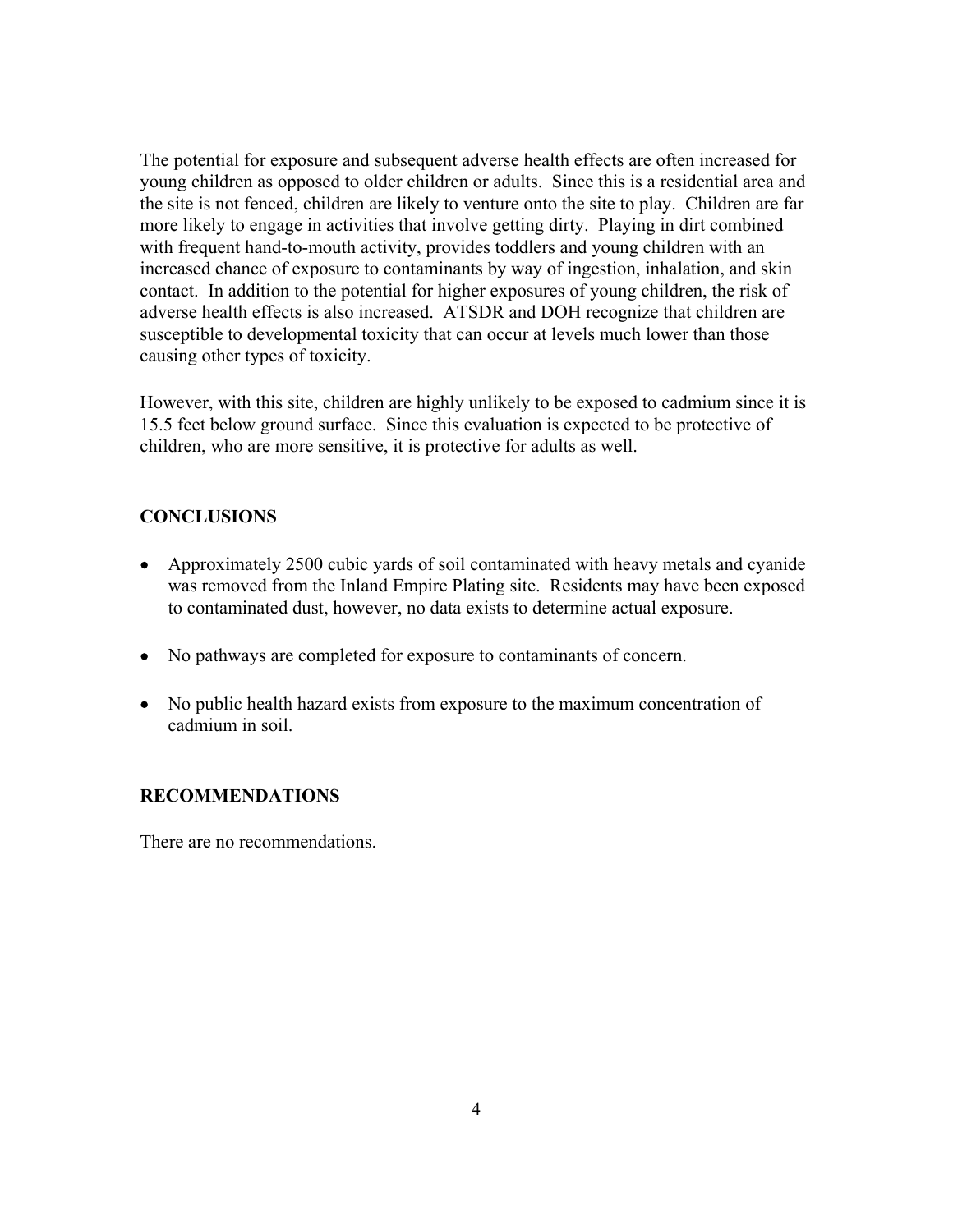The potential for exposure and subsequent adverse health effects are often increased for young children as opposed to older children or adults. Since this is a residential area and the site is not fenced, children are likely to venture onto the site to play. Children are far more likely to engage in activities that involve getting dirty. Playing in dirt combined with frequent hand-to-mouth activity, provides toddlers and young children with an increased chance of exposure to contaminants by way of ingestion, inhalation, and skin contact. In addition to the potential for higher exposures of young children, the risk of adverse health effects is also increased. ATSDR and DOH recognize that children are susceptible to developmental toxicity that can occur at levels much lower than those causing other types of toxicity.

However, with this site, children are highly unlikely to be exposed to cadmium since it is 15.5 feet below ground surface. Since this evaluation is expected to be protective of children, who are more sensitive, it is protective for adults as well.

## CONCLUSIONS

- Approximately 2500 cubic yards of soil contaminated with heavy metals and cyanide was removed from the Inland Empire Plating site. Residents may have been exposed to contaminated dust, however, no data exists to determine actual exposure.
- No pathways are completed for exposure to contaminants of concern.
- No public health hazard exists from exposure to the maximum concentration of cadmium in soil.

## RECOMMENDATIONS

There are no recommendations.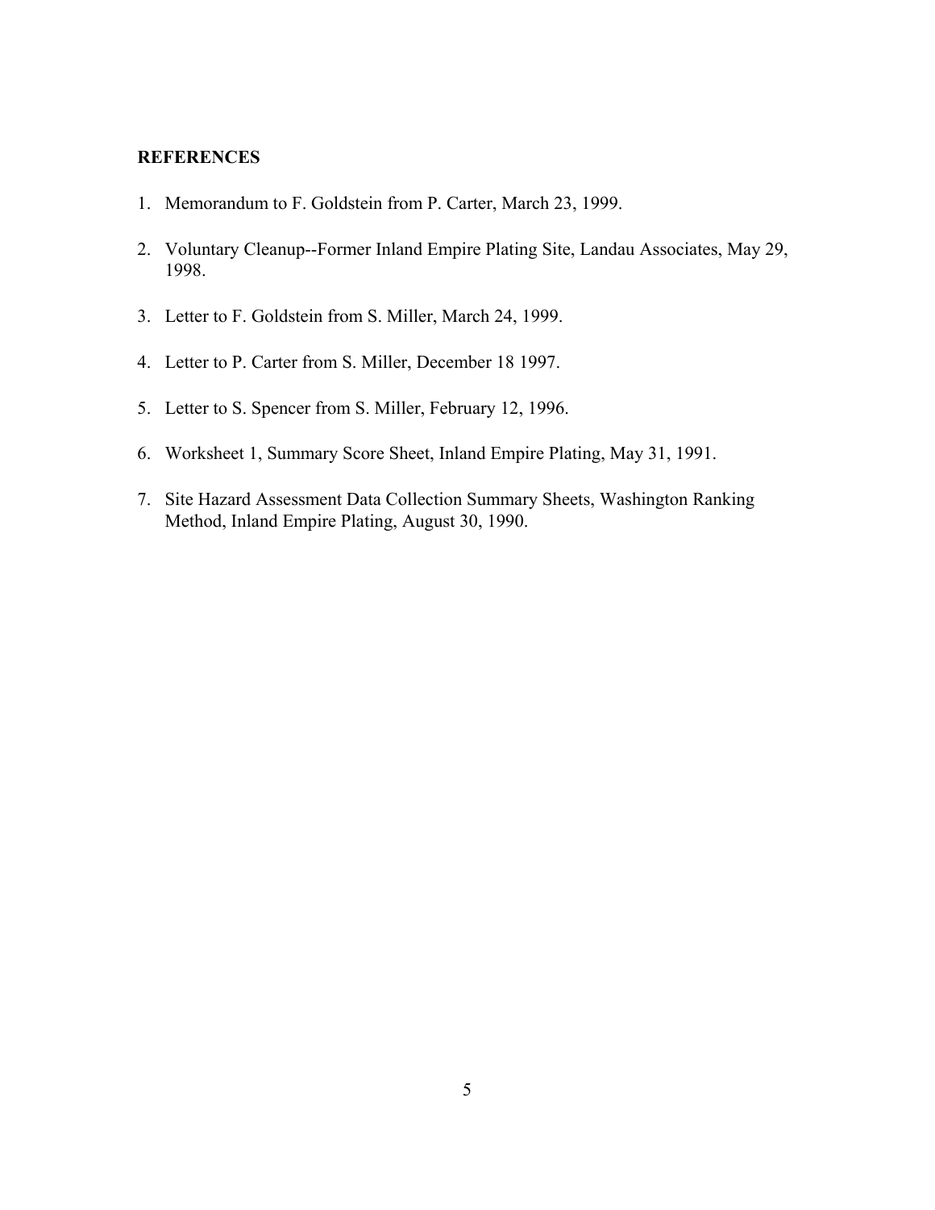## REFERENCES

1. Memorandum to F. Goldstein from P. Carter, March 23, 1999.
2. Voluntary Cleanup--Former Inland Empire Plating Site, Landau Associates, May 29, 1998.
3. Letter to F. Goldstein from S. Miller, March 24, 1999.
4. Letter to P. Carter from S. Miller, December 18 1997.
5. Letter to S. Spencer from S. Miller, February 12, 1996.
6. Worksheet 1, Summary Score Sheet, Inland Empire Plating, May 31, 1991.
7. Site Hazard Assessment Data Collection Summary Sheets, Washington Ranking Method, Inland Empire Plating, August 30, 1990.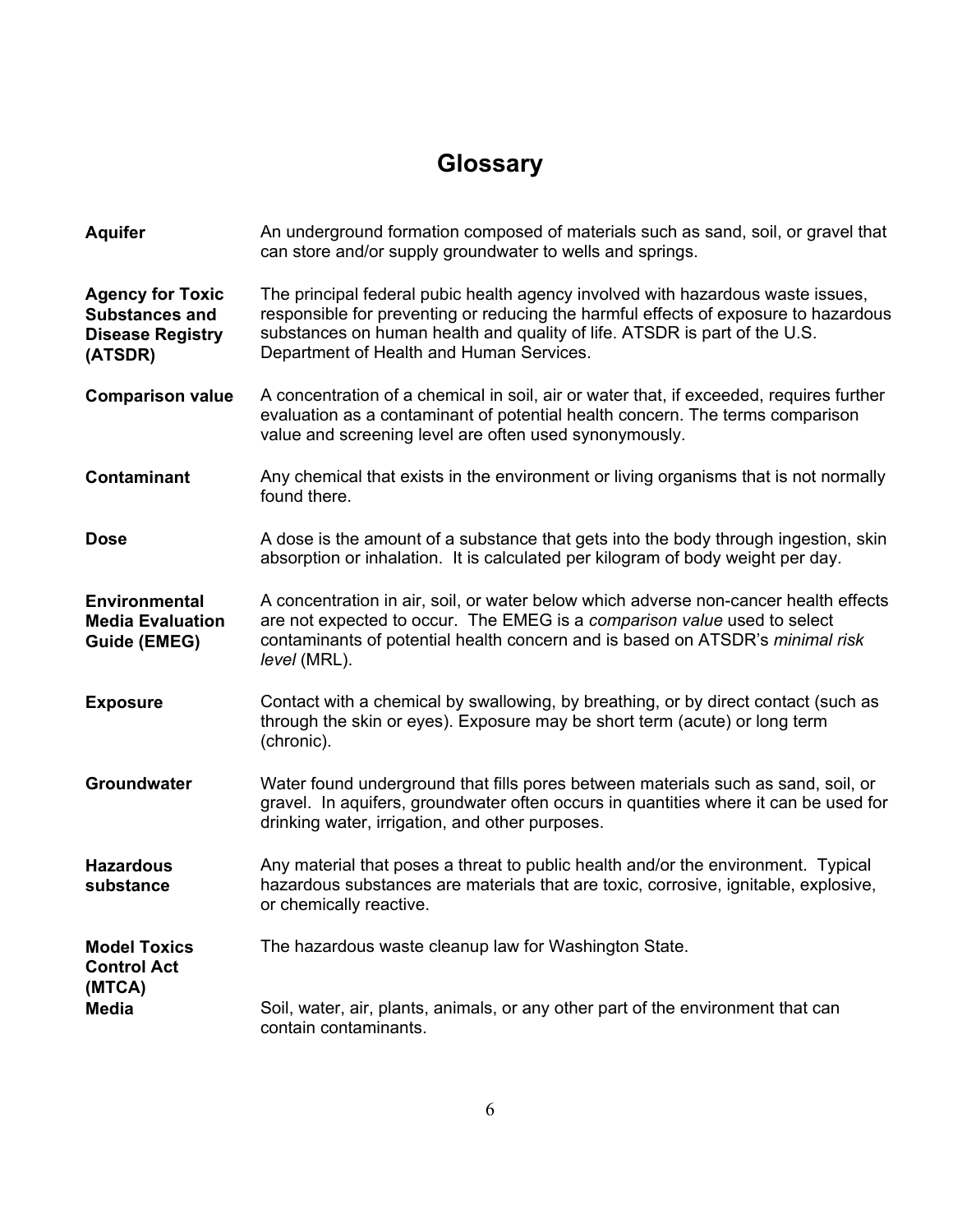# Glossary

**Aquifer**
An underground formation composed of materials such as sand, soil, or gravel that can store and/or supply groundwater to wells and springs.

**Agency for Toxic Substances and Disease Registry (ATSDR)**
The principal federal pubic health agency involved with hazardous waste issues, responsible for preventing or reducing the harmful effects of exposure to hazardous substances on human health and quality of life. ATSDR is part of the U.S. Department of Health and Human Services.

**Comparison value**
A concentration of a chemical in soil, air or water that, if exceeded, requires further evaluation as a contaminant of potential health concern. The terms comparison value and screening level are often used synonymously.

**Contaminant**
Any chemical that exists in the environment or living organisms that is not normally found there.

**Dose**
A dose is the amount of a substance that gets into the body through ingestion, skin absorption or inhalation. It is calculated per kilogram of body weight per day.

**Environmental Media Evaluation Guide (EMEG)**
A concentration in air, soil, or water below which adverse non-cancer health effects are not expected to occur. The EMEG is a *comparison value* used to select contaminants of potential health concern and is based on ATSDR's *minimal risk level* (MRL).

**Exposure**
Contact with a chemical by swallowing, by breathing, or by direct contact (such as through the skin or eyes). Exposure may be short term (acute) or long term (chronic).

**Groundwater**
Water found underground that fills pores between materials such as sand, soil, or gravel. In aquifers, groundwater often occurs in quantities where it can be used for drinking water, irrigation, and other purposes.

**Hazardous substance**
Any material that poses a threat to public health and/or the environment. Typical hazardous substances are materials that are toxic, corrosive, ignitable, explosive, or chemically reactive.

**Model Toxics Control Act (MTCA)**
The hazardous waste cleanup law for Washington State.

**Media**
Soil, water, air, plants, animals, or any other part of the environment that can contain contaminants.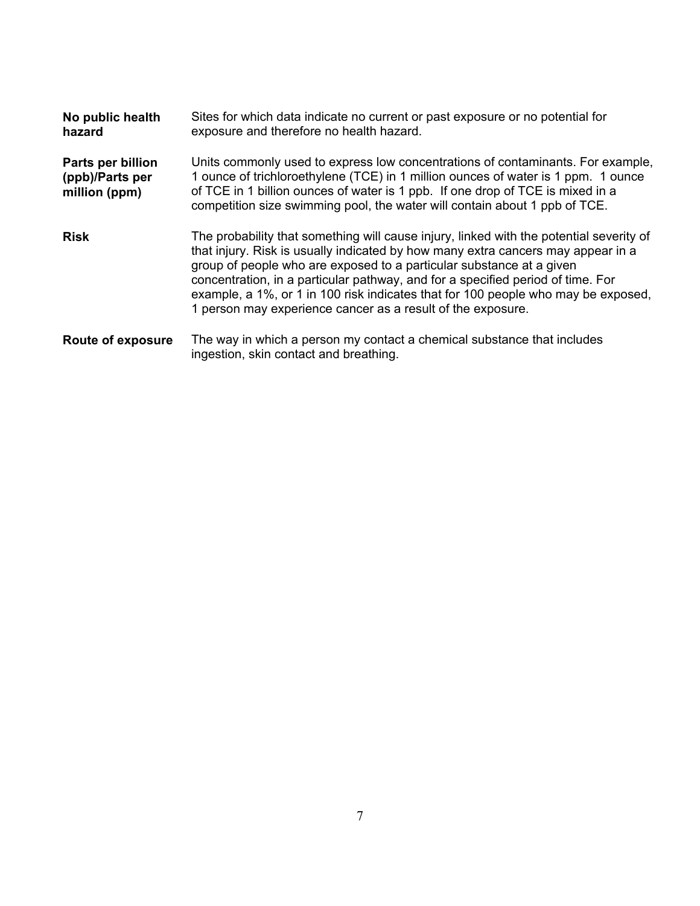**No public health hazard**
Sites for which data indicate no current or past exposure or no potential for exposure and therefore no health hazard.

**Parts per billion (ppb)/Parts per million (ppm)**
Units commonly used to express low concentrations of contaminants. For example, 1 ounce of trichloroethylene (TCE) in 1 million ounces of water is 1 ppm. 1 ounce of TCE in 1 billion ounces of water is 1 ppb. If one drop of TCE is mixed in a competition size swimming pool, the water will contain about 1 ppb of TCE.

**Risk**
The probability that something will cause injury, linked with the potential severity of that injury. Risk is usually indicated by how many extra cancers may appear in a group of people who are exposed to a particular substance at a given concentration, in a particular pathway, and for a specified period of time. For example, a 1%, or 1 in 100 risk indicates that for 100 people who may be exposed, 1 person may experience cancer as a result of the exposure.

**Route of exposure**
The way in which a person my contact a chemical substance that includes ingestion, skin contact and breathing.